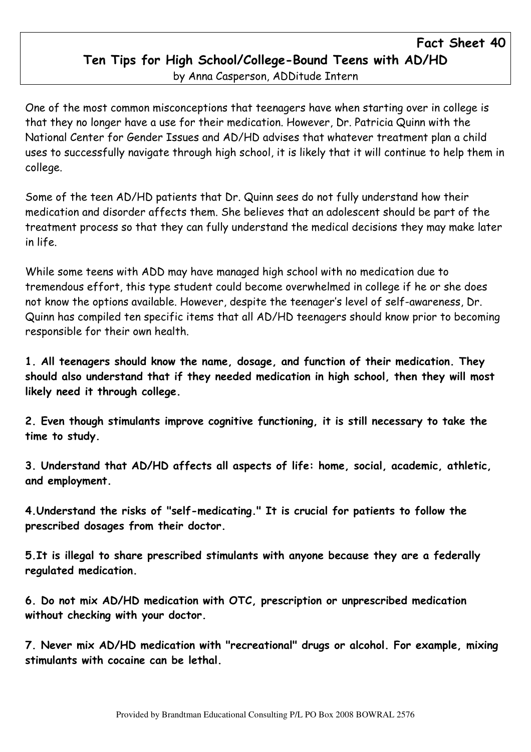**Fact Sheet 40**

# Ten Tips for High School/College-Bound Teens with AD/HD

by Anna Casperson, ADDitude Intern

One of the most common misconceptions that teenagers have when starting over in college is that they no longer have a use for their medication. However, Dr. Patricia Quinn with the National Center for Gender Issues and AD/HD advises that whatever treatment plan a child uses to successfully navigate through high school, it is likely that it will continue to help them in college.

Some of the teen AD/HD patients that Dr. Quinn sees do not fully understand how their medication and disorder affects them. She believes that an adolescent should be part of the treatment process so that they can fully understand the medical decisions they may make later in life.

While some teens with ADD may have managed high school with no medication due to tremendous effort, this type student could become overwhelmed in college if he or she does not know the options available. However, despite the teenager's level of self-awareness, Dr. Quinn has compiled ten specific items that all AD/HD teenagers should know prior to becoming responsible for their own health.

**1. All teenagers should know the name, dosage, and function of their medication. They should also understand that if they needed medication in high school, then they will most likely need it through college.**

**2. Even though stimulants improve cognitive functioning, it is still necessary to take the time to study.**

**3. Understand that AD/HD affects all aspects of life: home, social, academic, athletic, and employment.**

**4.Understand the risks of "self-medicating." It is crucial for patients to follow the prescribed dosages from their doctor.**

**5.It is illegal to share prescribed stimulants with anyone because they are a federally regulated medication.**

**6. Do not mix AD/HD medication with OTC, prescription or unprescribed medication without checking with your doctor.**

**7. Never mix AD/HD medication with "recreational" drugs or alcohol. For example, mixing stimulants with cocaine can be lethal.**

Provided by Brandtman Educational Consulting P/L PO Box 2008 BOWRAL 2576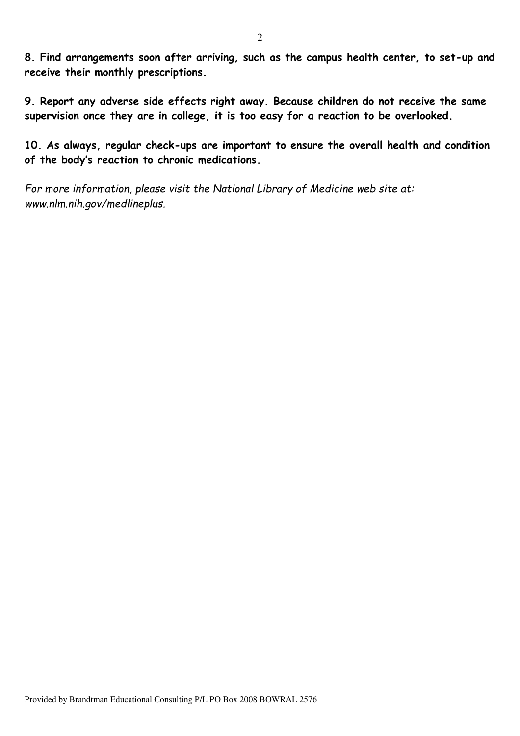**8. Find arrangements soon after arriving, such as the campus health center, to set-up and receive their monthly prescriptions.**

**9. Report any adverse side effects right away. Because children do not receive the same supervision once they are in college, it is too easy for a reaction to be overlooked.**

**10. As always, regular check-ups are important to ensure the overall health and condition of the body's reaction to chronic medications.**

*For more information, please visit the National Library of Medicine web site at: www.nlm.nih.gov/medlineplus.*

Provided by Brandtman Educational Consulting P/L PO Box 2008 BOWRAL 2576